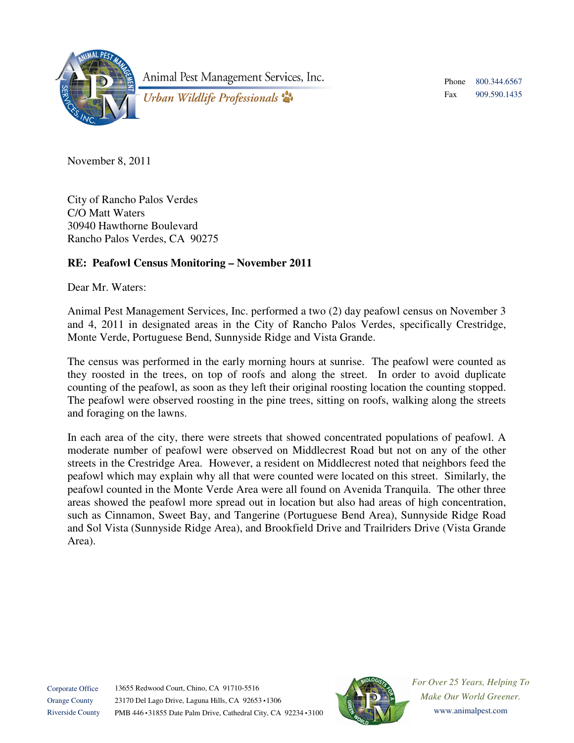Animal Pest Management Services, Inc.
*Urban Wildlife Professionals*

Phone 800.344.6567
Fax 909.590.1435

November 8, 2011

City of Rancho Palos Verdes
C/O Matt Waters
30940 Hawthorne Boulevard
Rancho Palos Verdes, CA 90275

**RE: Peafowl Census Monitoring – November 2011**

Dear Mr. Waters:

Animal Pest Management Services, Inc. performed a two (2) day peafowl census on November 3 and 4, 2011 in designated areas in the City of Rancho Palos Verdes, specifically Crestridge, Monte Verde, Portuguese Bend, Sunnyside Ridge and Vista Grande.

The census was performed in the early morning hours at sunrise. The peafowl were counted as they roosted in the trees, on top of roofs and along the street. In order to avoid duplicate counting of the peafowl, as soon as they left their original roosting location the counting stopped. The peafowl were observed roosting in the pine trees, sitting on roofs, walking along the streets and foraging on the lawns.

In each area of the city, there were streets that showed concentrated populations of peafowl. A moderate number of peafowl were observed on Middlecrest Road but not on any of the other streets in the Crestridge Area. However, a resident on Middlecrest noted that neighbors feed the peafowl which may explain why all that were counted were located on this street. Similarly, the peafowl counted in the Monte Verde Area were all found on Avenida Tranquila. The other three areas showed the peafowl more spread out in location but also had areas of high concentration, such as Cinnamon, Sweet Bay, and Tangerine (Portuguese Bend Area), Sunnyside Ridge Road and Sol Vista (Sunnyside Ridge Area), and Brookfield Drive and Trailriders Drive (Vista Grande Area).

Corporate Office 13655 Redwood Court, Chino, CA 91710-5516
Orange County 23170 Del Lago Drive, Laguna Hills, CA 92653 • 1306
Riverside County PMB 446 • 31855 Date Palm Drive, Cathedral City, CA 92234 • 3100

*For Over 25 Years, Helping To Make Our World Greener.*
www.animalpest.com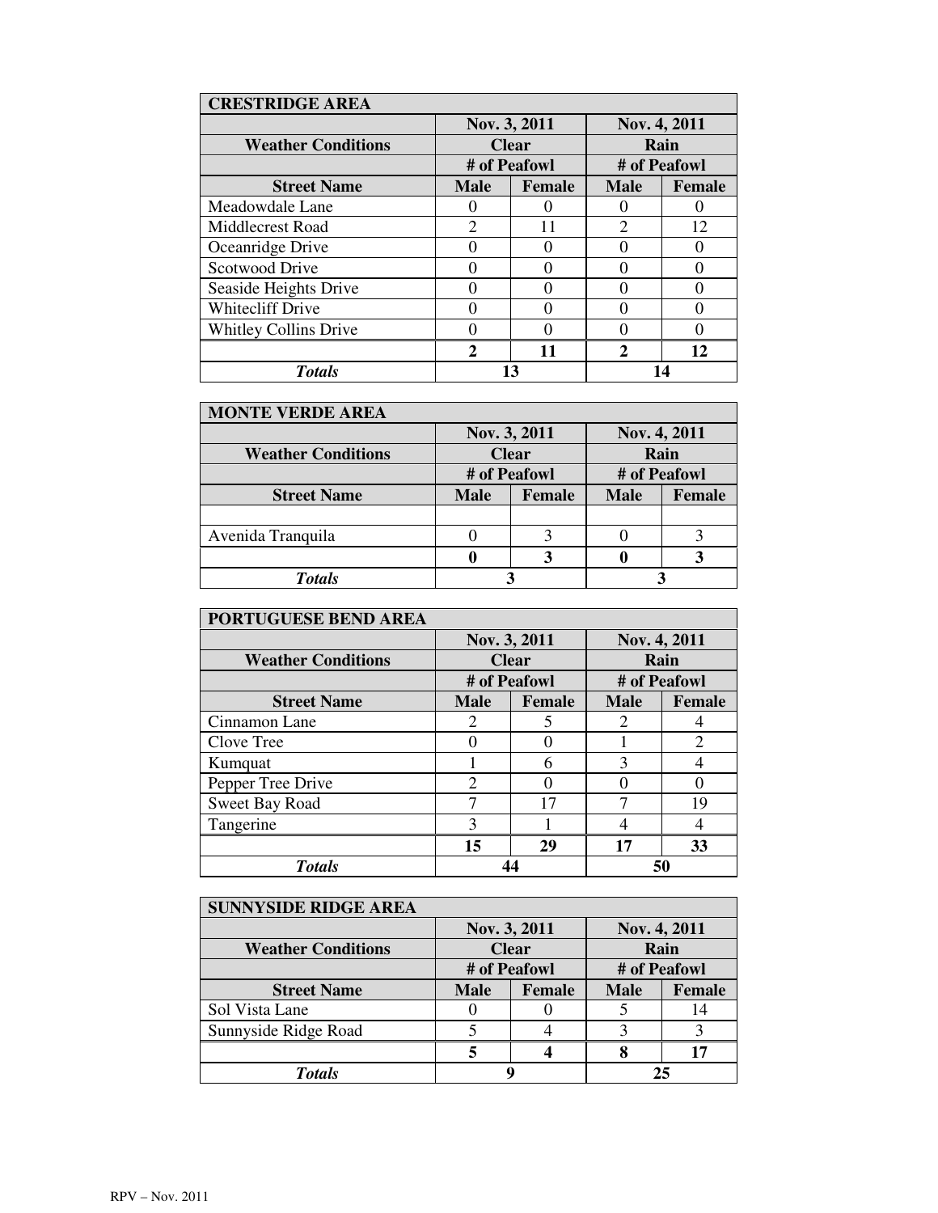| CRESTRIDGE AREA | | | | |
|---|---|---|---|---|
| | Nov. 3, 2011 | | Nov. 4, 2011 | |
| **Weather Conditions** | **Clear** | | **Rain** | |
| | **# of Peafowl** | | **# of Peafowl** | |
| **Street Name** | **Male** | **Female** | **Male** | **Female** |
| Meadowdale Lane | 0 | 0 | 0 | 0 |
| Middlecrest Road | 2 | 11 | 2 | 12 |
| Oceanridge Drive | 0 | 0 | 0 | 0 |
| Scotwood Drive | 0 | 0 | 0 | 0 |
| Seaside Heights Drive | 0 | 0 | 0 | 0 |
| Whitecliff Drive | 0 | 0 | 0 | 0 |
| Whitley Collins Drive | 0 | 0 | 0 | 0 |
| | **2** | **11** | **2** | **12** |
| ***Totals*** | **13** | | **14** | |

| MONTE VERDE AREA | | | | |
|---|---|---|---|---|
| | Nov. 3, 2011 | | Nov. 4, 2011 | |
| **Weather Conditions** | **Clear** | | **Rain** | |
| | **# of Peafowl** | | **# of Peafowl** | |
| **Street Name** | **Male** | **Female** | **Male** | **Female** |
| | | | | |
| Avenida Tranquila | 0 | 3 | 0 | 3 |
| | **0** | **3** | **0** | **3** |
| ***Totals*** | **3** | | **3** | |

| PORTUGUESE BEND AREA | | | | |
|---|---|---|---|---|
| | Nov. 3, 2011 | | Nov. 4, 2011 | |
| **Weather Conditions** | **Clear** | | **Rain** | |
| | **# of Peafowl** | | **# of Peafowl** | |
| **Street Name** | **Male** | **Female** | **Male** | **Female** |
| Cinnamon Lane | 2 | 5 | 2 | 4 |
| Clove Tree | 0 | 0 | 1 | 2 |
| Kumquat | 1 | 6 | 3 | 4 |
| Pepper Tree Drive | 2 | 0 | 0 | 0 |
| Sweet Bay Road | 7 | 17 | 7 | 19 |
| Tangerine | 3 | 1 | 4 | 4 |
| | **15** | **29** | **17** | **33** |
| ***Totals*** | **44** | | **50** | |

| SUNNYSIDE RIDGE AREA | | | | |
|---|---|---|---|---|
| | Nov. 3, 2011 | | Nov. 4, 2011 | |
| **Weather Conditions** | **Clear** | | **Rain** | |
| | **# of Peafowl** | | **# of Peafowl** | |
| **Street Name** | **Male** | **Female** | **Male** | **Female** |
| Sol Vista Lane | 0 | 0 | 5 | 14 |
| Sunnyside Ridge Road | 5 | 4 | 3 | 3 |
| | **5** | **4** | **8** | **17** |
| ***Totals*** | **9** | | **25** | |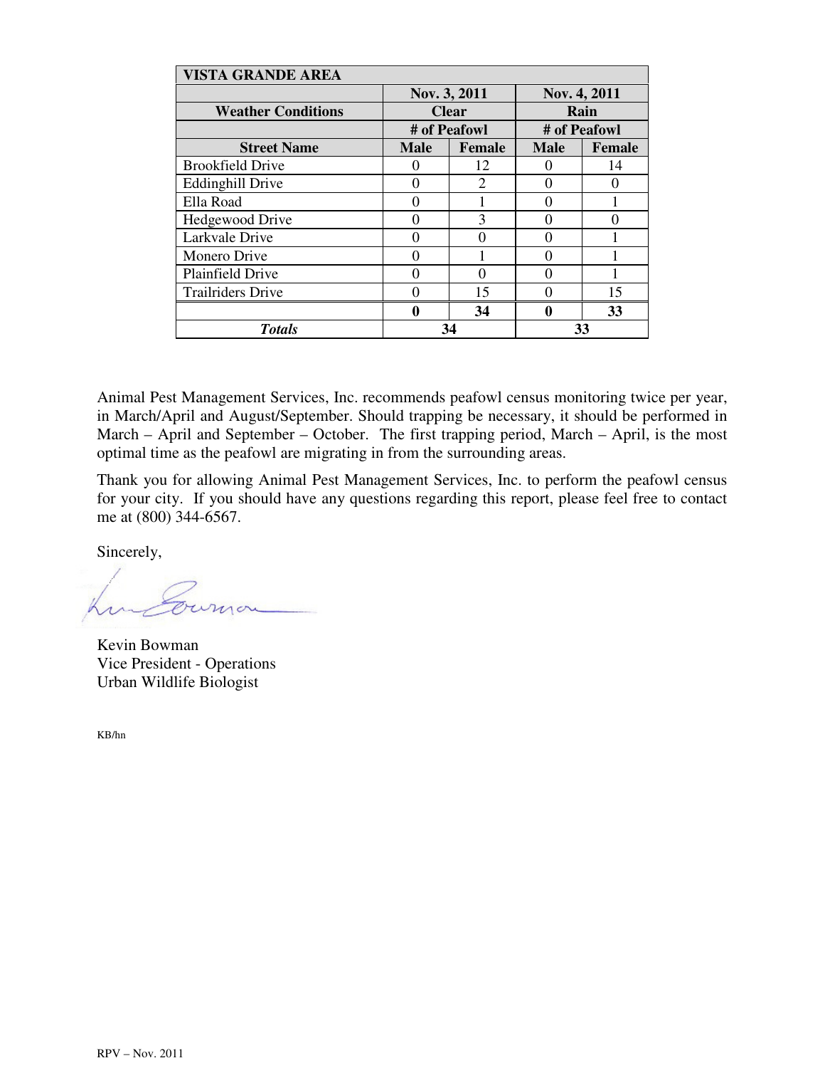| VISTA GRANDE AREA | | | | |
|---|---|---|---|---|
| | Nov. 3, 2011 | | Nov. 4, 2011 | |
| **Weather Conditions** | **Clear** | | **Rain** | |
| | **# of Peafowl** | | **# of Peafowl** | |
| **Street Name** | **Male** | **Female** | **Male** | **Female** |
| Brookfield Drive | 0 | 12 | 0 | 14 |
| Eddinghill Drive | 0 | 2 | 0 | 0 |
| Ella Road | 0 | 1 | 0 | 1 |
| Hedgewood Drive | 0 | 3 | 0 | 0 |
| Larkvale Drive | 0 | 0 | 0 | 1 |
| Monero Drive | 0 | 1 | 0 | 1 |
| Plainfield Drive | 0 | 0 | 0 | 1 |
| Trailriders Drive | 0 | 15 | 0 | 15 |
| | **0** | **34** | **0** | **33** |
| ***Totals*** | **34** | | **33** | |

Animal Pest Management Services, Inc. recommends peafowl census monitoring twice per year, in March/April and August/September. Should trapping be necessary, it should be performed in March – April and September – October. The first trapping period, March – April, is the most optimal time as the peafowl are migrating in from the surrounding areas.

Thank you for allowing Animal Pest Management Services, Inc. to perform the peafowl census for your city. If you should have any questions regarding this report, please feel free to contact me at (800) 344-6567.

Sincerely,

Kevin Bowman
Vice President - Operations
Urban Wildlife Biologist

KB/hn